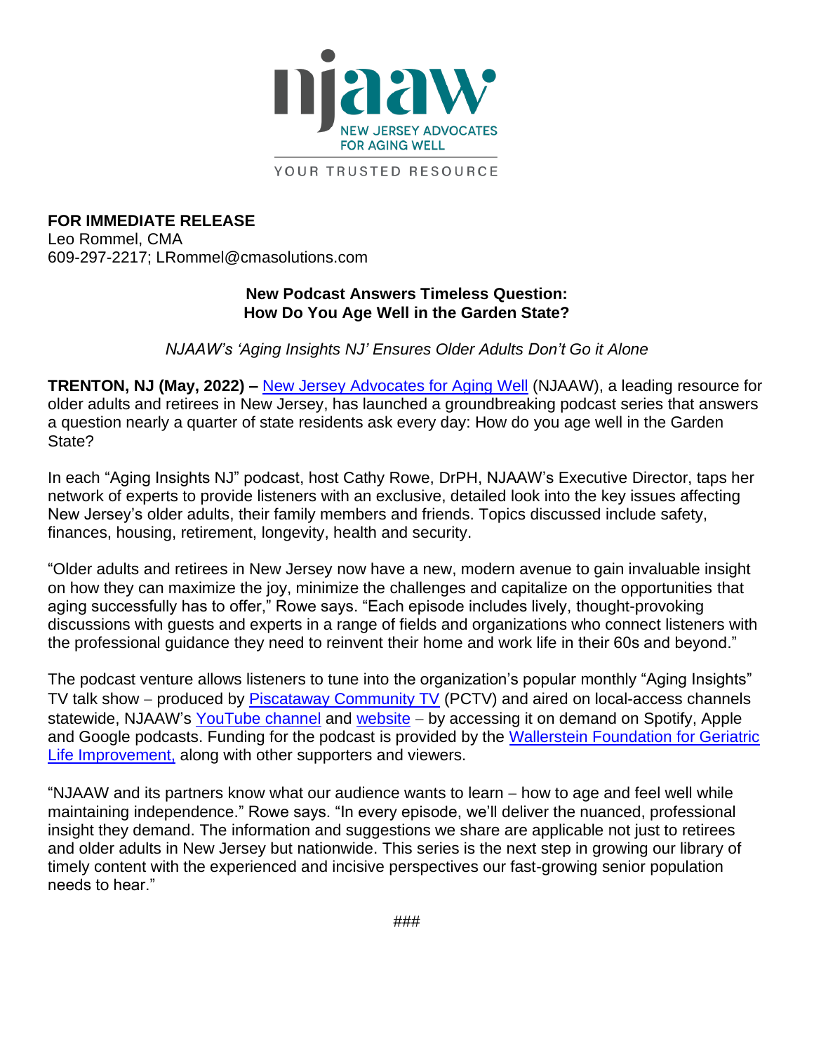njaaw
NEW JERSEY ADVOCATES FOR AGING WELL

YOUR TRUSTED RESOURCE

**FOR IMMEDIATE RELEASE**
Leo Rommel, CMA
609-297-2217; LRommel@cmasolutions.com

## New Podcast Answers Timeless Question: How Do You Age Well in the Garden State?

*NJAAW's 'Aging Insights NJ' Ensures Older Adults Don't Go it Alone*

**TRENTON, NJ (May, 2022) –** New Jersey Advocates for Aging Well (NJAAW), a leading resource for older adults and retirees in New Jersey, has launched a groundbreaking podcast series that answers a question nearly a quarter of state residents ask every day: How do you age well in the Garden State?

In each "Aging Insights NJ" podcast, host Cathy Rowe, DrPH, NJAAW's Executive Director, taps her network of experts to provide listeners with an exclusive, detailed look into the key issues affecting New Jersey's older adults, their family members and friends. Topics discussed include safety, finances, housing, retirement, longevity, health and security.

"Older adults and retirees in New Jersey now have a new, modern avenue to gain invaluable insight on how they can maximize the joy, minimize the challenges and capitalize on the opportunities that aging successfully has to offer," Rowe says. "Each episode includes lively, thought-provoking discussions with guests and experts in a range of fields and organizations who connect listeners with the professional guidance they need to reinvent their home and work life in their 60s and beyond."

The podcast venture allows listeners to tune into the organization's popular monthly "Aging Insights" TV talk show – produced by Piscataway Community TV (PCTV) and aired on local-access channels statewide, NJAAW's YouTube channel and website – by accessing it on demand on Spotify, Apple and Google podcasts. Funding for the podcast is provided by the Wallerstein Foundation for Geriatric Life Improvement, along with other supporters and viewers.

"NJAAW and its partners know what our audience wants to learn – how to age and feel well while maintaining independence." Rowe says. "In every episode, we'll deliver the nuanced, professional insight they demand. The information and suggestions we share are applicable not just to retirees and older adults in New Jersey but nationwide. This series is the next step in growing our library of timely content with the experienced and incisive perspectives our fast-growing senior population needs to hear."

###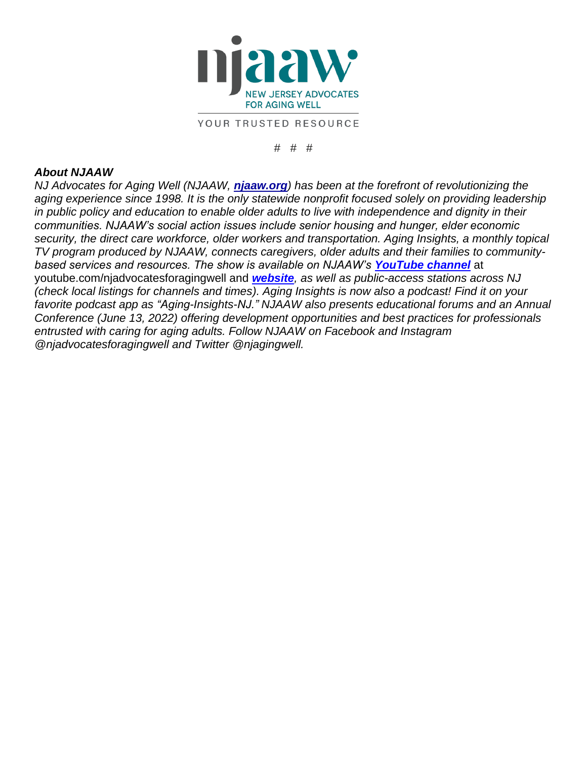NJAAW

NEW JERSEY ADVOCATES FOR AGING WELL

YOUR TRUSTED RESOURCE

\# # #

***About NJAAW***

*NJ Advocates for Aging Well (NJAAW, **[njaaw.org](njaaw.org)**) has been at the forefront of revolutionizing the aging experience since 1998. It is the only statewide nonprofit focused solely on providing leadership in public policy and education to enable older adults to live with independence and dignity in their communities. NJAAW's social action issues include senior housing and hunger, elder economic security, the direct care workforce, older workers and transportation. Aging Insights, a monthly topical TV program produced by NJAAW, connects caregivers, older adults and their families to community-based services and resources. The show is available on NJAAW's* ***YouTube channel*** at youtube.com/njadvocatesforagingwell and ***website****, as well as public-access stations across NJ (check local listings for channels and times). Aging Insights is now also a podcast! Find it on your favorite podcast app as "Aging-Insights-NJ." NJAAW also presents educational forums and an Annual Conference (June 13, 2022) offering development opportunities and best practices for professionals entrusted with caring for aging adults. Follow NJAAW on Facebook and Instagram @njadvocatesforagingwell and Twitter @njagingwell.*